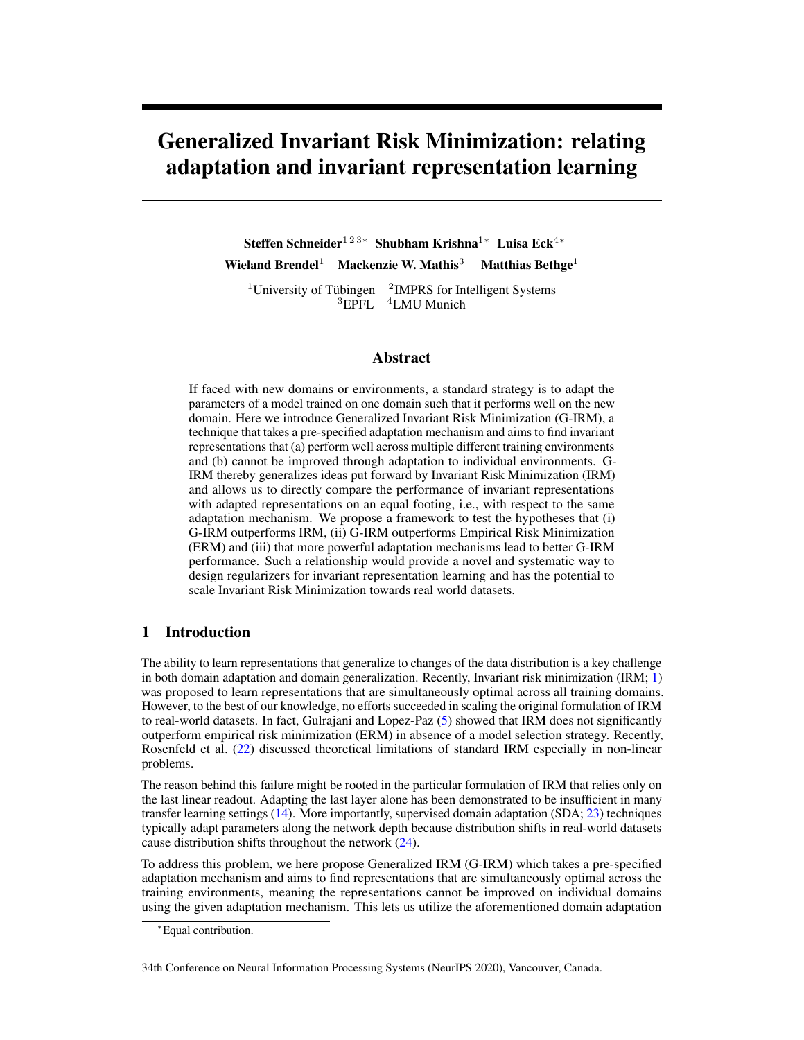# Generalized Invariant Risk Minimization: relating adaptation and invariant representation learning

**Steffen Schneider**[1 2 3*] **Shubham Krishna**[1*] **Luisa Eck**[4*]
**Wieland Brendel**[1] **Mackenzie W. Mathis**[3] **Matthias Bethge**[1]

[1]University of Tübingen [2]IMPRS for Intelligent Systems
[3]EPFL [4]LMU Munich

## Abstract

If faced with new domains or environments, a standard strategy is to adapt the parameters of a model trained on one domain such that it performs well on the new domain. Here we introduce Generalized Invariant Risk Minimization (G-IRM), a technique that takes a pre-specified adaptation mechanism and aims to find invariant representations that (a) perform well across multiple different training environments and (b) cannot be improved through adaptation to individual environments. G-IRM thereby generalizes ideas put forward by Invariant Risk Minimization (IRM) and allows us to directly compare the performance of invariant representations with adapted representations on an equal footing, i.e., with respect to the same adaptation mechanism. We propose a framework to test the hypotheses that (i) G-IRM outperforms IRM, (ii) G-IRM outperforms Empirical Risk Minimization (ERM) and (iii) that more powerful adaptation mechanisms lead to better G-IRM performance. Such a relationship would provide a novel and systematic way to design regularizers for invariant representation learning and has the potential to scale Invariant Risk Minimization towards real world datasets.

## 1 Introduction

The ability to learn representations that generalize to changes of the data distribution is a key challenge in both domain adaptation and domain generalization. Recently, Invariant risk minimization (IRM; 1) was proposed to learn representations that are simultaneously optimal across all training domains. However, to the best of our knowledge, no efforts succeeded in scaling the original formulation of IRM to real-world datasets. In fact, Gulrajani and Lopez-Paz (5) showed that IRM does not significantly outperform empirical risk minimization (ERM) in absence of a model selection strategy. Recently, Rosenfeld et al. (22) discussed theoretical limitations of standard IRM especially in non-linear problems.

The reason behind this failure might be rooted in the particular formulation of IRM that relies only on the last linear readout. Adapting the last layer alone has been demonstrated to be insufficient in many transfer learning settings (14). More importantly, supervised domain adaptation (SDA; 23) techniques typically adapt parameters along the network depth because distribution shifts in real-world datasets cause distribution shifts throughout the network (24).

To address this problem, we here propose Generalized IRM (G-IRM) which takes a pre-specified adaptation mechanism and aims to find representations that are simultaneously optimal across the training environments, meaning the representations cannot be improved on individual domains using the given adaptation mechanism. This lets us utilize the aforementioned domain adaptation

*Equal contribution.

34th Conference on Neural Information Processing Systems (NeurIPS 2020), Vancouver, Canada.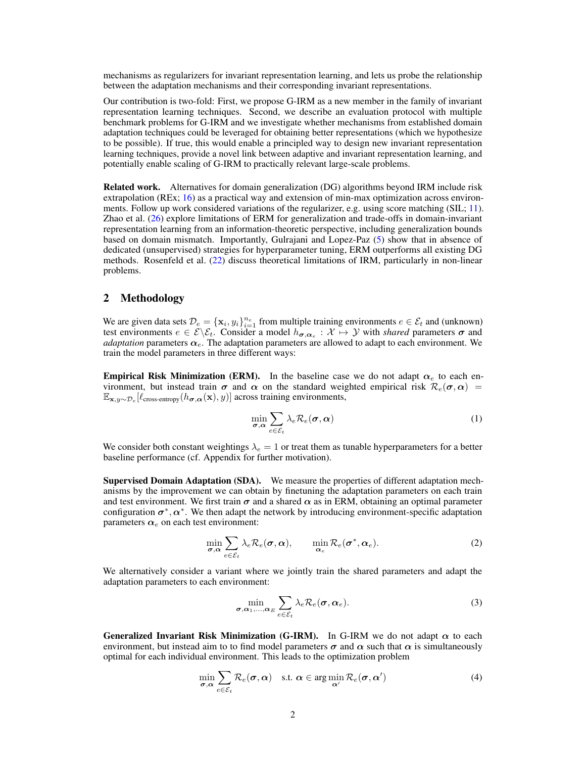mechanisms as regularizers for invariant representation learning, and lets us probe the relationship between the adaptation mechanisms and their corresponding invariant representations.

Our contribution is two-fold: First, we propose G-IRM as a new member in the family of invariant representation learning techniques. Second, we describe an evaluation protocol with multiple benchmark problems for G-IRM and we investigate whether mechanisms from established domain adaptation techniques could be leveraged for obtaining better representations (which we hypothesize to be possible). If true, this would enable a principled way to design new invariant representation learning techniques, provide a novel link between adaptive and invariant representation learning, and potentially enable scaling of G-IRM to practically relevant large-scale problems.

**Related work.** Alternatives for domain generalization (DG) algorithms beyond IRM include risk extrapolation (REx; 16) as a practical way and extension of min-max optimization across environments. Follow up work considered variations of the regularizer, e.g. using score matching (SIL; 11). Zhao et al. (26) explore limitations of ERM for generalization and trade-offs in domain-invariant representation learning from an information-theoretic perspective, including generalization bounds based on domain mismatch. Importantly, Gulrajani and Lopez-Paz (5) show that in absence of dedicated (unsupervised) strategies for hyperparameter tuning, ERM outperforms all existing DG methods. Rosenfeld et al. (22) discuss theoretical limitations of IRM, particularly in non-linear problems.

## 2 Methodology

We are given data sets $\mathcal{D}_e = \{\mathbf{x}_i, y_i\}_{i=1}^{n_e}$ from multiple training environments $e \in \mathcal{E}_t$ and (unknown) test environments $e \in \mathcal{E} \backslash \mathcal{E}_t$. Consider a model $h_{\boldsymbol{\sigma}, \boldsymbol{\alpha}_e} : \mathcal{X} \mapsto \mathcal{Y}$ with *shared* parameters $\boldsymbol{\sigma}$ and *adaptation* parameters $\boldsymbol{\alpha}_e$. The adaptation parameters are allowed to adapt to each environment. We train the model parameters in three different ways:

**Empirical Risk Minimization (ERM).** In the baseline case we do not adapt $\boldsymbol{\alpha}_e$ to each environment, but instead train $\boldsymbol{\sigma}$ and $\boldsymbol{\alpha}$ on the standard weighted empirical risk $\mathcal{R}_e(\boldsymbol{\sigma}, \boldsymbol{\alpha}) = \mathbb{E}_{\mathbf{x},y \sim \mathcal{D}_e}[\ell_{\text{cross-entropy}}(h_{\boldsymbol{\sigma},\boldsymbol{\alpha}}(\mathbf{x}), y)]$ across training environments,

$$\min_{\boldsymbol{\sigma}, \boldsymbol{\alpha}} \sum_{e \in \mathcal{E}_t} \lambda_e \mathcal{R}_e(\boldsymbol{\sigma}, \boldsymbol{\alpha}) \tag{1}$$

We consider both constant weightings $\lambda_e = 1$ or treat them as tunable hyperparameters for a better baseline performance (cf. Appendix for further motivation).

**Supervised Domain Adaptation (SDA).** We measure the properties of different adaptation mechanisms by the improvement we can obtain by finetuning the adaptation parameters on each train and test environment. We first train $\boldsymbol{\sigma}$ and a shared $\boldsymbol{\alpha}$ as in ERM, obtaining an optimal parameter configuration $\boldsymbol{\sigma}^*, \boldsymbol{\alpha}^*$. We then adapt the network by introducing environment-specific adaptation parameters $\boldsymbol{\alpha}_e$ on each test environment:

$$\min_{\boldsymbol{\sigma}, \boldsymbol{\alpha}} \sum_{e \in \mathcal{E}_t} \lambda_e \mathcal{R}_e(\boldsymbol{\sigma}, \boldsymbol{\alpha}), \qquad \min_{\boldsymbol{\alpha}_e} \mathcal{R}_e(\boldsymbol{\sigma}^*, \boldsymbol{\alpha}_e). \tag{2}$$

We alternatively consider a variant where we jointly train the shared parameters and adapt the adaptation parameters to each environment:

$$\min_{\boldsymbol{\sigma}, \boldsymbol{\alpha}_1, \ldots, \boldsymbol{\alpha}_E} \sum_{e \in \mathcal{E}_t} \lambda_e \mathcal{R}_e(\boldsymbol{\sigma}, \boldsymbol{\alpha}_e). \tag{3}$$

**Generalized Invariant Risk Minimization (G-IRM).** In G-IRM we do not adapt $\boldsymbol{\alpha}$ to each environment, but instead aim to to find model parameters $\boldsymbol{\sigma}$ and $\boldsymbol{\alpha}$ such that $\boldsymbol{\alpha}$ is simultaneously optimal for each individual environment. This leads to the optimization problem

$$\min_{\boldsymbol{\sigma}, \boldsymbol{\alpha}} \sum_{e \in \mathcal{E}_t} \mathcal{R}_e(\boldsymbol{\sigma}, \boldsymbol{\alpha}) \quad \text{s.t. } \boldsymbol{\alpha} \in \arg\min_{\boldsymbol{\alpha}'} \mathcal{R}_e(\boldsymbol{\sigma}, \boldsymbol{\alpha}') \tag{4}$$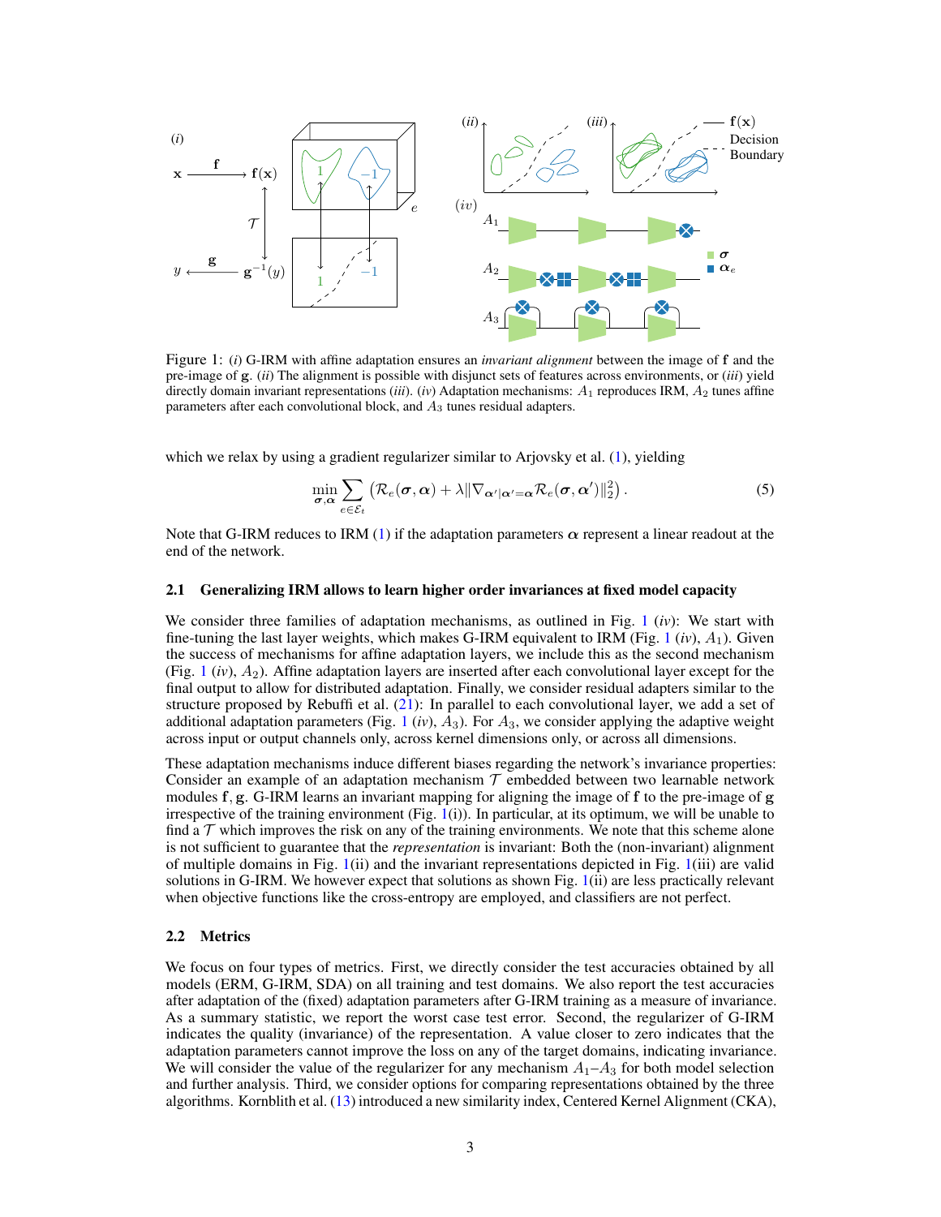(*i*)

$\mathbf{x}$ $\xrightarrow{\mathbf{f}}$ $\mathbf{f}(\mathbf{x})$

$\mathcal{T}$

$y$ $\xleftarrow{\mathbf{g}}$ $\mathbf{g}^{-1}(y)$

1 −1 $e$

1 −1

(*ii*) (*iii*)

$\mathbf{f}(\mathbf{x})$

Decision Boundary

(*iv*)

$A_1$

$A_2$

$A_3$

$\boldsymbol{\sigma}$

$\boldsymbol{\alpha}_e$

Figure 1: (*i*) G-IRM with affine adaptation ensures an *invariant alignment* between the image of $\mathbf{f}$ and the pre-image of $\mathbf{g}$. (*ii*) The alignment is possible with disjunct sets of features across environments, or (*iii*) yield directly domain invariant representations (*iii*). (*iv*) Adaptation mechanisms: $A_1$ reproduces IRM, $A_2$ tunes affine parameters after each convolutional block, and $A_3$ tunes residual adapters.

which we relax by using a gradient regularizer similar to Arjovsky et al. (1), yielding

$$\min_{\boldsymbol{\sigma}, \boldsymbol{\alpha}} \sum_{e \in \mathcal{E}_t} \left( \mathcal{R}_e(\boldsymbol{\sigma}, \boldsymbol{\alpha}) + \lambda \|\nabla_{\boldsymbol{\alpha}' | \boldsymbol{\alpha}' = \boldsymbol{\alpha}} \mathcal{R}_e(\boldsymbol{\sigma}, \boldsymbol{\alpha}')\|_2^2 \right). \tag{5}$$

Note that G-IRM reduces to IRM (1) if the adaptation parameters $\boldsymbol{\alpha}$ represent a linear readout at the end of the network.

### 2.1 Generalizing IRM allows to learn higher order invariances at fixed model capacity

We consider three families of adaptation mechanisms, as outlined in Fig. 1 (*iv*): We start with fine-tuning the last layer weights, which makes G-IRM equivalent to IRM (Fig. 1 (*iv*), $A_1$). Given the success of mechanisms for affine adaptation layers, we include this as the second mechanism (Fig. 1 (*iv*), $A_2$). Affine adaptation layers are inserted after each convolutional layer except for the final output to allow for distributed adaptation. Finally, we consider residual adapters similar to the structure proposed by Rebuffi et al. (21): In parallel to each convolutional layer, we add a set of additional adaptation parameters (Fig. 1 (*iv*), $A_3$). For $A_3$, we consider applying the adaptive weight across input or output channels only, across kernel dimensions only, or across all dimensions.

These adaptation mechanisms induce different biases regarding the network's invariance properties: Consider an example of an adaptation mechanism $\mathcal{T}$ embedded between two learnable network modules $\mathbf{f}, \mathbf{g}$. G-IRM learns an invariant mapping for aligning the image of $\mathbf{f}$ to the pre-image of $\mathbf{g}$ irrespective of the training environment (Fig. 1(i)). In particular, at its optimum, we will be unable to find a $\mathcal{T}$ which improves the risk on any of the training environments. We note that this scheme alone is not sufficient to guarantee that the *representation* is invariant: Both the (non-invariant) alignment of multiple domains in Fig. 1(ii) and the invariant representations depicted in Fig. 1(iii) are valid solutions in G-IRM. We however expect that solutions as shown Fig. 1(ii) are less practically relevant when objective functions like the cross-entropy are employed, and classifiers are not perfect.

### 2.2 Metrics

We focus on four types of metrics. First, we directly consider the test accuracies obtained by all models (ERM, G-IRM, SDA) on all training and test domains. We also report the test accuracies after adaptation of the (fixed) adaptation parameters after G-IRM training as a measure of invariance. As a summary statistic, we report the worst case test error. Second, the regularizer of G-IRM indicates the quality (invariance) of the representation. A value closer to zero indicates that the adaptation parameters cannot improve the loss on any of the target domains, indicating invariance. We will consider the value of the regularizer for any mechanism $A_1$–$A_3$ for both model selection and further analysis. Third, we consider options for comparing representations obtained by the three algorithms. Kornblith et al. (13) introduced a new similarity index, Centered Kernel Alignment (CKA),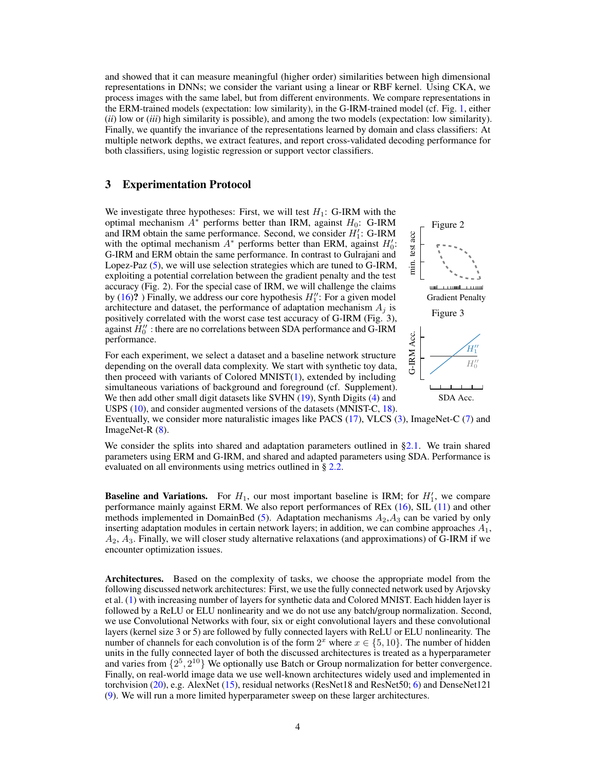and showed that it can measure meaningful (higher order) similarities between high dimensional representations in DNNs; we consider the variant using a linear or RBF kernel. Using CKA, we process images with the same label, but from different environments. We compare representations in the ERM-trained models (expectation: low similarity), in the G-IRM-trained model (cf. Fig. 1, either (*ii*) low or (*iii*) high similarity is possible), and among the two models (expectation: low similarity). Finally, we quantify the invariance of the representations learned by domain and class classifiers: At multiple network depths, we extract features, and report cross-validated decoding performance for both classifiers, using logistic regression or support vector classifiers.

## 3 Experimentation Protocol

We investigate three hypotheses: First, we will test $H_1$: G-IRM with the optimal mechanism $A^*$ performs better than IRM, against $H_0$: G-IRM and IRM obtain the same performance. Second, we consider $H_1'$: G-IRM with the optimal mechanism $A^*$ performs better than ERM, against $H_0'$: G-IRM and ERM obtain the same performance. In contrast to Gulrajani and Lopez-Paz (5), we will use selection strategies which are tuned to G-IRM, exploiting a potential correlation between the gradient penalty and the test accuracy (Fig. 2). For the special case of IRM, we will challenge the claims by (16)**?** ) Finally, we address our core hypothesis $H_1''$: For a given model architecture and dataset, the performance of adaptation mechanism $A_j$ is positively correlated with the worst case test accuracy of G-IRM (Fig. 3), against $H_0''$ : there are no correlations between SDA performance and G-IRM performance.

Figure 2

min. test acc

Gradient Penalty

Figure 3

G-IRM Acc.

$H_1''$

$H_0''$

SDA Acc.

For each experiment, we select a dataset and a baseline network structure depending on the overall data complexity. We start with synthetic toy data, then proceed with variants of Colored MNIST(1), extended by including simultaneous variations of background and foreground (cf. Supplement). We then add other small digit datasets like SVHN (19), Synth Digits (4) and USPS (10), and consider augmented versions of the datasets (MNIST-C, 18). Eventually, we consider more naturalistic images like PACS (17), VLCS (3), ImageNet-C (7) and ImageNet-R (8).

We consider the splits into shared and adaptation parameters outlined in §2.1. We train shared parameters using ERM and G-IRM, and shared and adapted parameters using SDA. Performance is evaluated on all environments using metrics outlined in § 2.2.

**Baseline and Variations.** For $H_1$, our most important baseline is IRM; for $H_1'$, we compare performance mainly against ERM. We also report performances of REx (16), SIL (11) and other methods implemented in DomainBed (5). Adaptation mechanisms $A_2$,$A_3$ can be varied by only inserting adaptation modules in certain network layers; in addition, we can combine approaches $A_1$, $A_2$, $A_3$. Finally, we will closer study alternative relaxations (and approximations) of G-IRM if we encounter optimization issues.

**Architectures.** Based on the complexity of tasks, we choose the appropriate model from the following discussed network architectures: First, we use the fully connected network used by Arjovsky et al. (1) with increasing number of layers for synthetic data and Colored MNIST. Each hidden layer is followed by a ReLU or ELU nonlinearity and we do not use any batch/group normalization. Second, we use Convolutional Networks with four, six or eight convolutional layers and these convolutional layers (kernel size 3 or 5) are followed by fully connected layers with ReLU or ELU nonlinearity. The number of channels for each convolution is of the form $2^x$ where $x \in \{5, 10\}$. The number of hidden units in the fully connected layer of both the discussed architectures is treated as a hyperparameter and varies from $\{2^5, 2^{10}\}$ We optionally use Batch or Group normalization for better convergence. Finally, on real-world image data we use well-known architectures widely used and implemented in torchvision (20), e.g. AlexNet (15), residual networks (ResNet18 and ResNet50; 6) and DenseNet121 (9). We will run a more limited hyperparameter sweep on these larger architectures.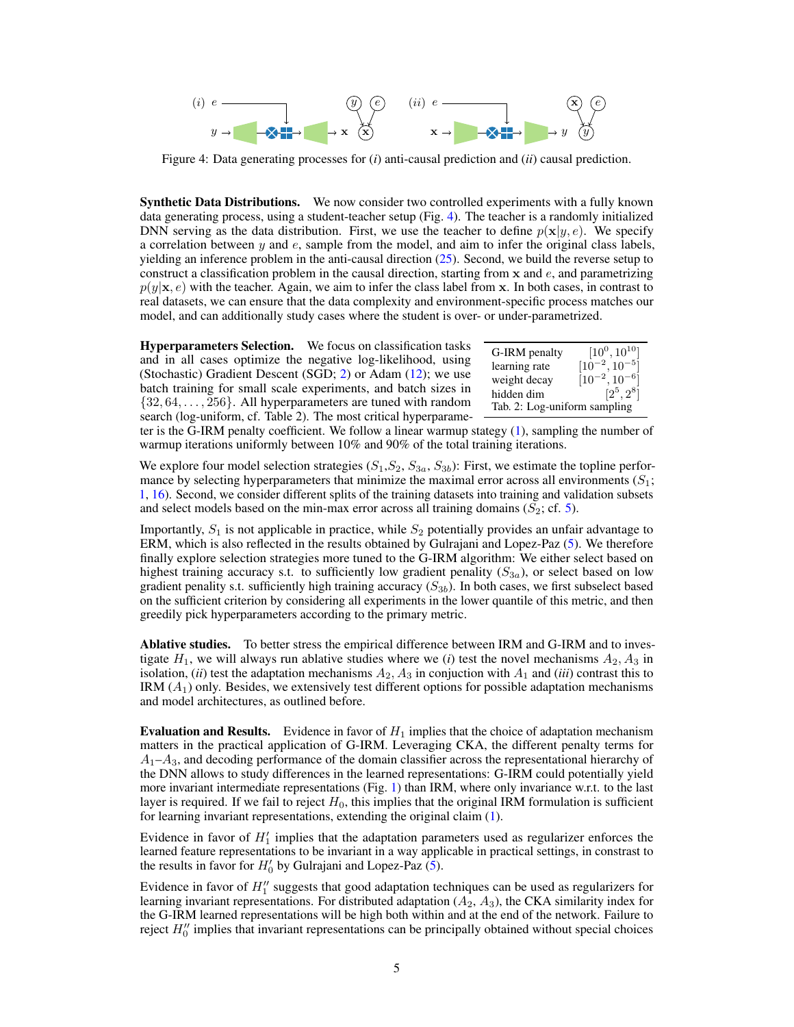(i) e

$y \rightarrow$ $\rightarrow \mathbf{x}$

(ii) e

$\mathbf{x} \rightarrow$ $\rightarrow y$

Figure 4: Data generating processes for (*i*) anti-causal prediction and (*ii*) causal prediction.

**Synthetic Data Distributions.** We now consider two controlled experiments with a fully known data generating process, using a student-teacher setup (Fig. 4). The teacher is a randomly initialized DNN serving as the data distribution. First, we use the teacher to define $p(\mathbf{x}|y, e)$. We specify a correlation between $y$ and $e$, sample from the model, and aim to infer the original class labels, yielding an inference problem in the anti-causal direction (25). Second, we build the reverse setup to construct a classification problem in the causal direction, starting from $\mathbf{x}$ and $e$, and parametrizing $p(y|\mathbf{x}, e)$ with the teacher. Again, we aim to infer the class label from $\mathbf{x}$. In both cases, in contrast to real datasets, we can ensure that the data complexity and environment-specific process matches our model, and can additionally study cases where the student is over- or under-parametrized.

**Hyperparameters Selection.** We focus on classification tasks and in all cases optimize the negative log-likelihood, using (Stochastic) Gradient Descent (SGD; 2) or Adam (12); we use batch training for small scale experiments, and batch sizes in $\{32, 64, \ldots, 256\}$. All hyperparameters are tuned with random search (log-uniform, cf. Table 2). The most critical hyperparameter is the G-IRM penalty coefficient. We follow a linear warmup stategy (1), sampling the number of warmup iterations uniformly between 10% and 90% of the total training iterations.

| | |
|---|---|
| G-IRM penalty | $[10^0, 10^{10}]$ |
| learning rate | $[10^{-2}, 10^{-5}]$ |
| weight decay | $[10^{-2}, 10^{-6}]$ |
| hidden dim | $[2^5, 2^8]$ |

Tab. 2: Log-uniform sampling

We explore four model selection strategies ($S_1$,$S_2$, $S_{3a}$, $S_{3b}$): First, we estimate the topline performance by selecting hyperparameters that minimize the maximal error across all environments ($S_1$; 1, 16). Second, we consider different splits of the training datasets into training and validation subsets and select models based on the min-max error across all training domains ($S_2$; cf. 5).

Importantly, $S_1$ is not applicable in practice, while $S_2$ potentially provides an unfair advantage to ERM, which is also reflected in the results obtained by Gulrajani and Lopez-Paz (5). We therefore finally explore selection strategies more tuned to the G-IRM algorithm: We either select based on highest training accuracy s.t. to sufficiently low gradient penality ($S_{3a}$), or select based on low gradient penalty s.t. sufficiently high training accuracy ($S_{3b}$). In both cases, we first subselect based on the sufficient criterion by considering all experiments in the lower quantile of this metric, and then greedily pick hyperparameters according to the primary metric.

**Ablative studies.** To better stress the empirical difference between IRM and G-IRM and to investigate $H_1$, we will always run ablative studies where we (*i*) test the novel mechanisms $A_2, A_3$ in isolation, (*ii*) test the adaptation mechanisms $A_2, A_3$ in conjuction with $A_1$ and (*iii*) contrast this to IRM ($A_1$) only. Besides, we extensively test different options for possible adaptation mechanisms and model architectures, as outlined before.

**Evaluation and Results.** Evidence in favor of $H_1$ implies that the choice of adaptation mechanism matters in the practical application of G-IRM. Leveraging CKA, the different penalty terms for $A_1$–$A_3$, and decoding performance of the domain classifier across the representational hierarchy of the DNN allows to study differences in the learned representations: G-IRM could potentially yield more invariant intermediate representations (Fig. 1) than IRM, where only invariance w.r.t. to the last layer is required. If we fail to reject $H_0$, this implies that the original IRM formulation is sufficient for learning invariant representations, extending the original claim (1).

Evidence in favor of $H_1'$ implies that the adaptation parameters used as regularizer enforces the learned feature representations to be invariant in a way applicable in practical settings, in constrast to the results in favor for $H_0'$ by Gulrajani and Lopez-Paz (5).

Evidence in favor of $H_1''$ suggests that good adaptation techniques can be used as regularizers for learning invariant representations. For distributed adaptation ($A_2$, $A_3$), the CKA similarity index for the G-IRM learned representations will be high both within and at the end of the network. Failure to reject $H_0''$ implies that invariant representations can be principally obtained without special choices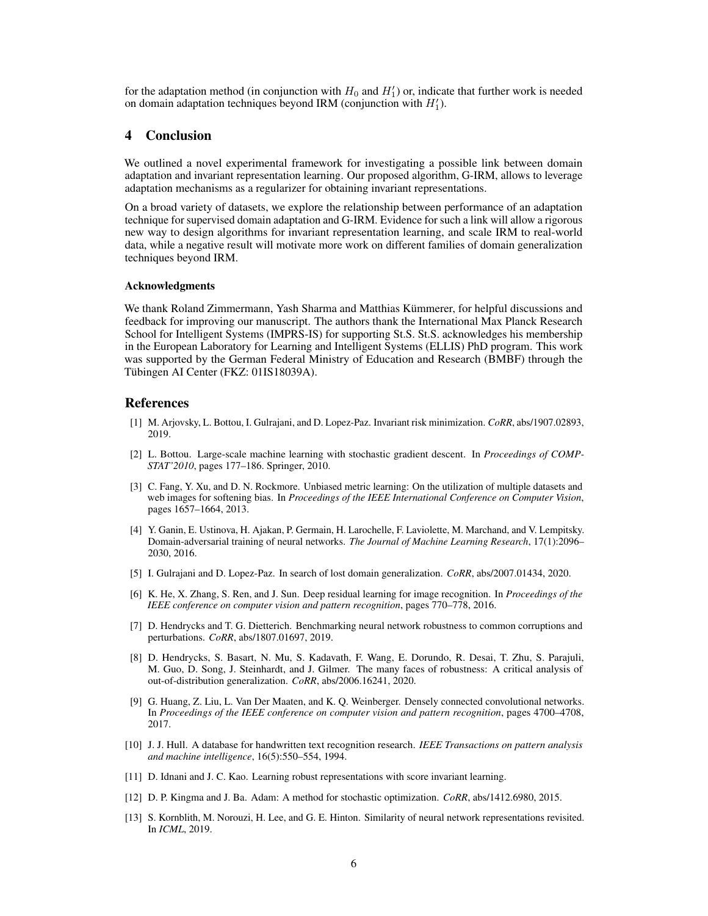for the adaptation method (in conjunction with $H_0$ and $H_1'$) or, indicate that further work is needed on domain adaptation techniques beyond IRM (conjunction with $H_1'$).

## 4 Conclusion

We outlined a novel experimental framework for investigating a possible link between domain adaptation and invariant representation learning. Our proposed algorithm, G-IRM, allows to leverage adaptation mechanisms as a regularizer for obtaining invariant representations.

On a broad variety of datasets, we explore the relationship between performance of an adaptation technique for supervised domain adaptation and G-IRM. Evidence for such a link will allow a rigorous new way to design algorithms for invariant representation learning, and scale IRM to real-world data, while a negative result will motivate more work on different families of domain generalization techniques beyond IRM.

#### Acknowledgments

We thank Roland Zimmermann, Yash Sharma and Matthias Kümmerer, for helpful discussions and feedback for improving our manuscript. The authors thank the International Max Planck Research School for Intelligent Systems (IMPRS-IS) for supporting St.S. St.S. acknowledges his membership in the European Laboratory for Learning and Intelligent Systems (ELLIS) PhD program. This work was supported by the German Federal Ministry of Education and Research (BMBF) through the Tübingen AI Center (FKZ: 01IS18039A).

## References

[1] M. Arjovsky, L. Bottou, I. Gulrajani, and D. Lopez-Paz. Invariant risk minimization. *CoRR*, abs/1907.02893, 2019.

[2] L. Bottou. Large-scale machine learning with stochastic gradient descent. In *Proceedings of COMPSTAT'2010*, pages 177–186. Springer, 2010.

[3] C. Fang, Y. Xu, and D. N. Rockmore. Unbiased metric learning: On the utilization of multiple datasets and web images for softening bias. In *Proceedings of the IEEE International Conference on Computer Vision*, pages 1657–1664, 2013.

[4] Y. Ganin, E. Ustinova, H. Ajakan, P. Germain, H. Larochelle, F. Laviolette, M. Marchand, and V. Lempitsky. Domain-adversarial training of neural networks. *The Journal of Machine Learning Research*, 17(1):2096–2030, 2016.

[5] I. Gulrajani and D. Lopez-Paz. In search of lost domain generalization. *CoRR*, abs/2007.01434, 2020.

[6] K. He, X. Zhang, S. Ren, and J. Sun. Deep residual learning for image recognition. In *Proceedings of the IEEE conference on computer vision and pattern recognition*, pages 770–778, 2016.

[7] D. Hendrycks and T. G. Dietterich. Benchmarking neural network robustness to common corruptions and perturbations. *CoRR*, abs/1807.01697, 2019.

[8] D. Hendrycks, S. Basart, N. Mu, S. Kadavath, F. Wang, E. Dorundo, R. Desai, T. Zhu, S. Parajuli, M. Guo, D. Song, J. Steinhardt, and J. Gilmer. The many faces of robustness: A critical analysis of out-of-distribution generalization. *CoRR*, abs/2006.16241, 2020.

[9] G. Huang, Z. Liu, L. Van Der Maaten, and K. Q. Weinberger. Densely connected convolutional networks. In *Proceedings of the IEEE conference on computer vision and pattern recognition*, pages 4700–4708, 2017.

[10] J. J. Hull. A database for handwritten text recognition research. *IEEE Transactions on pattern analysis and machine intelligence*, 16(5):550–554, 1994.

[11] D. Idnani and J. C. Kao. Learning robust representations with score invariant learning.

[12] D. P. Kingma and J. Ba. Adam: A method for stochastic optimization. *CoRR*, abs/1412.6980, 2015.

[13] S. Kornblith, M. Norouzi, H. Lee, and G. E. Hinton. Similarity of neural network representations revisited. In *ICML*, 2019.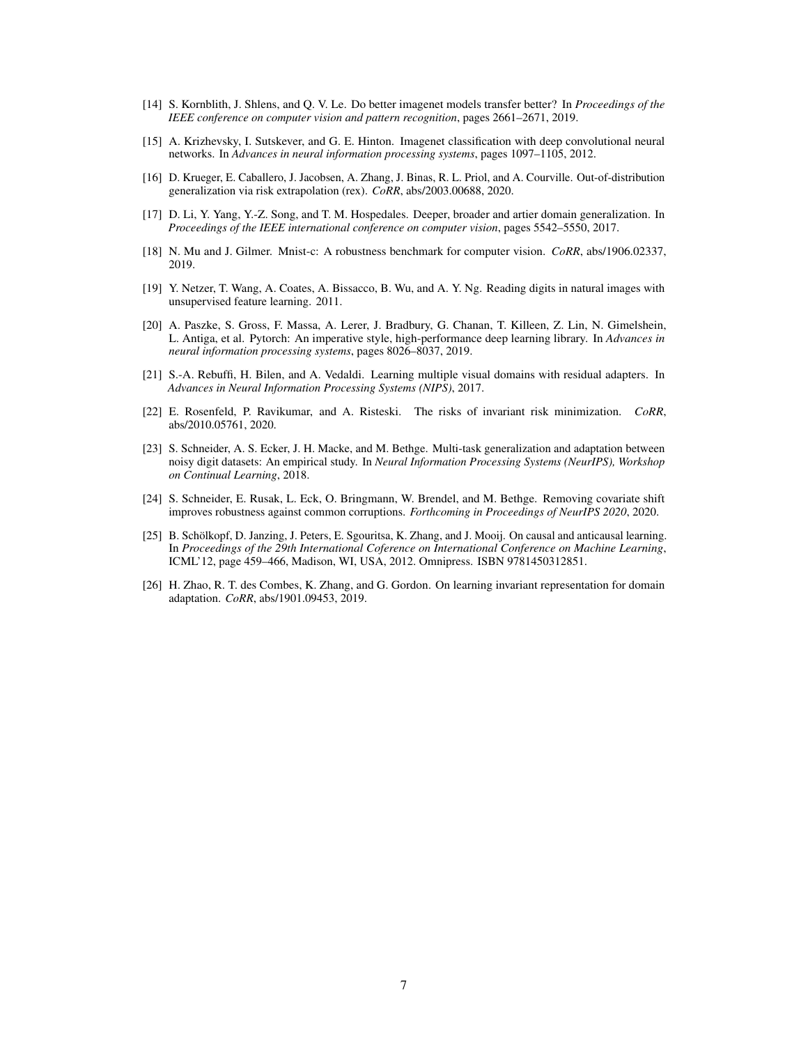[14] S. Kornblith, J. Shlens, and Q. V. Le. Do better imagenet models transfer better? In *Proceedings of the IEEE conference on computer vision and pattern recognition*, pages 2661–2671, 2019.

[15] A. Krizhevsky, I. Sutskever, and G. E. Hinton. Imagenet classification with deep convolutional neural networks. In *Advances in neural information processing systems*, pages 1097–1105, 2012.

[16] D. Krueger, E. Caballero, J. Jacobsen, A. Zhang, J. Binas, R. L. Priol, and A. Courville. Out-of-distribution generalization via risk extrapolation (rex). *CoRR*, abs/2003.00688, 2020.

[17] D. Li, Y. Yang, Y.-Z. Song, and T. M. Hospedales. Deeper, broader and artier domain generalization. In *Proceedings of the IEEE international conference on computer vision*, pages 5542–5550, 2017.

[18] N. Mu and J. Gilmer. Mnist-c: A robustness benchmark for computer vision. *CoRR*, abs/1906.02337, 2019.

[19] Y. Netzer, T. Wang, A. Coates, A. Bissacco, B. Wu, and A. Y. Ng. Reading digits in natural images with unsupervised feature learning. 2011.

[20] A. Paszke, S. Gross, F. Massa, A. Lerer, J. Bradbury, G. Chanan, T. Killeen, Z. Lin, N. Gimelshein, L. Antiga, et al. Pytorch: An imperative style, high-performance deep learning library. In *Advances in neural information processing systems*, pages 8026–8037, 2019.

[21] S.-A. Rebuffi, H. Bilen, and A. Vedaldi. Learning multiple visual domains with residual adapters. In *Advances in Neural Information Processing Systems (NIPS)*, 2017.

[22] E. Rosenfeld, P. Ravikumar, and A. Risteski. The risks of invariant risk minimization. *CoRR*, abs/2010.05761, 2020.

[23] S. Schneider, A. S. Ecker, J. H. Macke, and M. Bethge. Multi-task generalization and adaptation between noisy digit datasets: An empirical study. In *Neural Information Processing Systems (NeurIPS), Workshop on Continual Learning*, 2018.

[24] S. Schneider, E. Rusak, L. Eck, O. Bringmann, W. Brendel, and M. Bethge. Removing covariate shift improves robustness against common corruptions. *Forthcoming in Proceedings of NeurIPS 2020*, 2020.

[25] B. Schölkopf, D. Janzing, J. Peters, E. Sgouritsa, K. Zhang, and J. Mooij. On causal and anticausal learning. In *Proceedings of the 29th International Coference on International Conference on Machine Learning*, ICML'12, page 459–466, Madison, WI, USA, 2012. Omnipress. ISBN 9781450312851.

[26] H. Zhao, R. T. des Combes, K. Zhang, and G. Gordon. On learning invariant representation for domain adaptation. *CoRR*, abs/1901.09453, 2019.